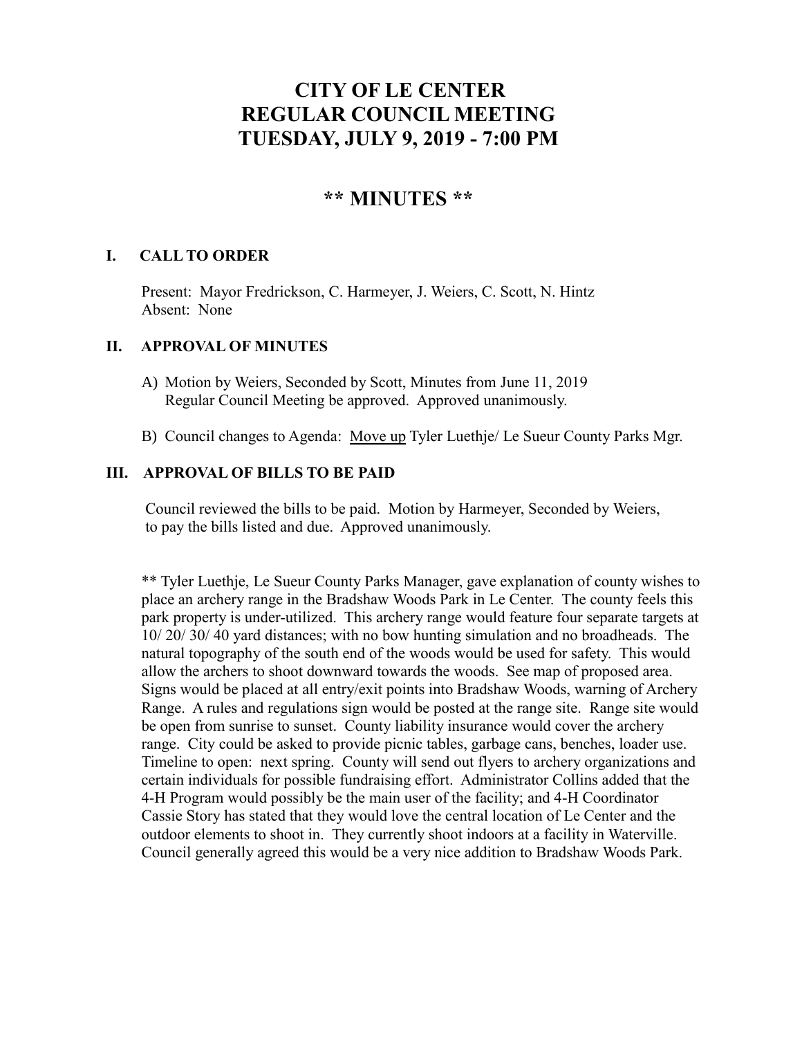# CITY OF LE CENTER
# REGULAR COUNCIL MEETING
# TUESDAY, JULY 9, 2019 - 7:00 PM

## ** MINUTES **

### I. CALL TO ORDER

Present: Mayor Fredrickson, C. Harmeyer, J. Weiers, C. Scott, N. Hintz
Absent: None

### II. APPROVAL OF MINUTES

A) Motion by Weiers, Seconded by Scott, Minutes from June 11, 2019 Regular Council Meeting be approved. Approved unanimously.

B) Council changes to Agenda: Move up Tyler Luethje/ Le Sueur County Parks Mgr.

### III. APPROVAL OF BILLS TO BE PAID

Council reviewed the bills to be paid. Motion by Harmeyer, Seconded by Weiers, to pay the bills listed and due. Approved unanimously.

** Tyler Luethje, Le Sueur County Parks Manager, gave explanation of county wishes to place an archery range in the Bradshaw Woods Park in Le Center. The county feels this park property is under-utilized. This archery range would feature four separate targets at 10/ 20/ 30/ 40 yard distances; with no bow hunting simulation and no broadheads. The natural topography of the south end of the woods would be used for safety. This would allow the archers to shoot downward towards the woods. See map of proposed area. Signs would be placed at all entry/exit points into Bradshaw Woods, warning of Archery Range. A rules and regulations sign would be posted at the range site. Range site would be open from sunrise to sunset. County liability insurance would cover the archery range. City could be asked to provide picnic tables, garbage cans, benches, loader use. Timeline to open: next spring. County will send out flyers to archery organizations and certain individuals for possible fundraising effort. Administrator Collins added that the 4-H Program would possibly be the main user of the facility; and 4-H Coordinator Cassie Story has stated that they would love the central location of Le Center and the outdoor elements to shoot in. They currently shoot indoors at a facility in Waterville. Council generally agreed this would be a very nice addition to Bradshaw Woods Park.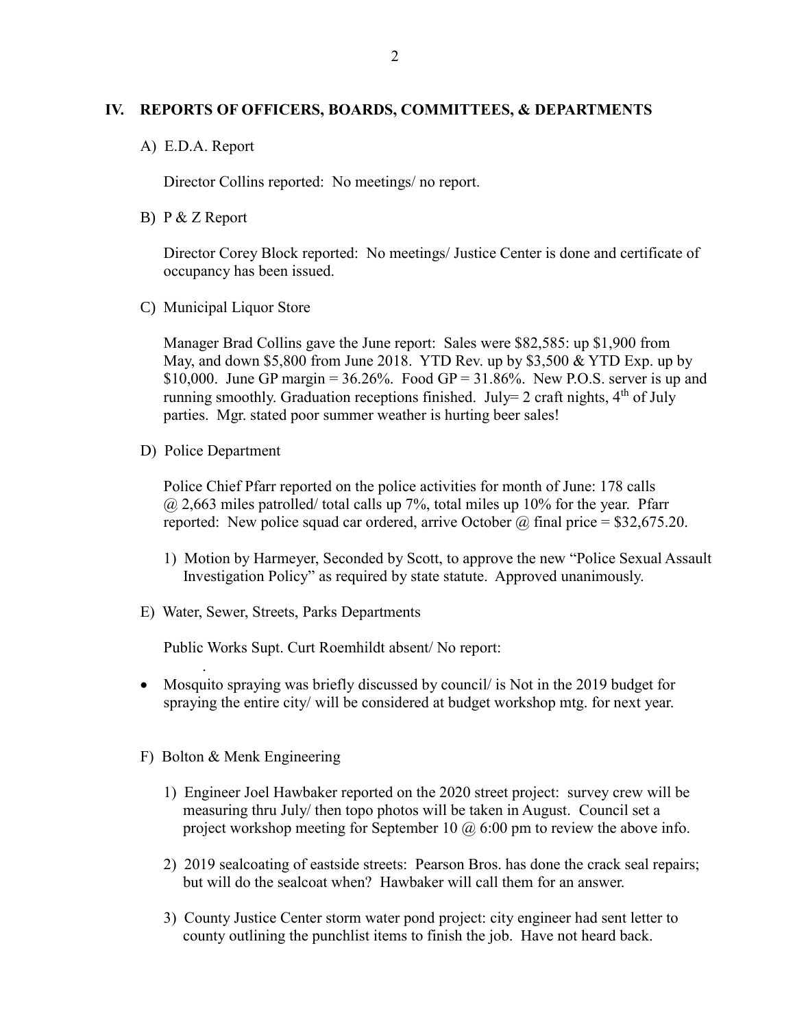## IV. REPORTS OF OFFICERS, BOARDS, COMMITTEES, & DEPARTMENTS

A) E.D.A. Report

Director Collins reported: No meetings/ no report.

B) P & Z Report

Director Corey Block reported: No meetings/ Justice Center is done and certificate of occupancy has been issued.

C) Municipal Liquor Store

Manager Brad Collins gave the June report: Sales were $82,585: up $1,900 from May, and down $5,800 from June 2018. YTD Rev. up by $3,500 & YTD Exp. up by $10,000. June GP margin = 36.26%. Food GP = 31.86%. New P.O.S. server is up and running smoothly. Graduation receptions finished. July= 2 craft nights, 4th of July parties. Mgr. stated poor summer weather is hurting beer sales!

D) Police Department

Police Chief Pfarr reported on the police activities for month of June: 178 calls @ 2,663 miles patrolled/ total calls up 7%, total miles up 10% for the year. Pfarr reported: New police squad car ordered, arrive October @ final price = $32,675.20.

1) Motion by Harmeyer, Seconded by Scott, to approve the new "Police Sexual Assault Investigation Policy" as required by state statute. Approved unanimously.

E) Water, Sewer, Streets, Parks Departments

Public Works Supt. Curt Roemhildt absent/ No report:

- Mosquito spraying was briefly discussed by council/ is Not in the 2019 budget for spraying the entire city/ will be considered at budget workshop mtg. for next year.

F) Bolton & Menk Engineering

1) Engineer Joel Hawbaker reported on the 2020 street project: survey crew will be measuring thru July/ then topo photos will be taken in August. Council set a project workshop meeting for September 10 @ 6:00 pm to review the above info.

2) 2019 sealcoating of eastside streets: Pearson Bros. has done the crack seal repairs; but will do the sealcoat when? Hawbaker will call them for an answer.

3) County Justice Center storm water pond project: city engineer had sent letter to county outlining the punchlist items to finish the job. Have not heard back.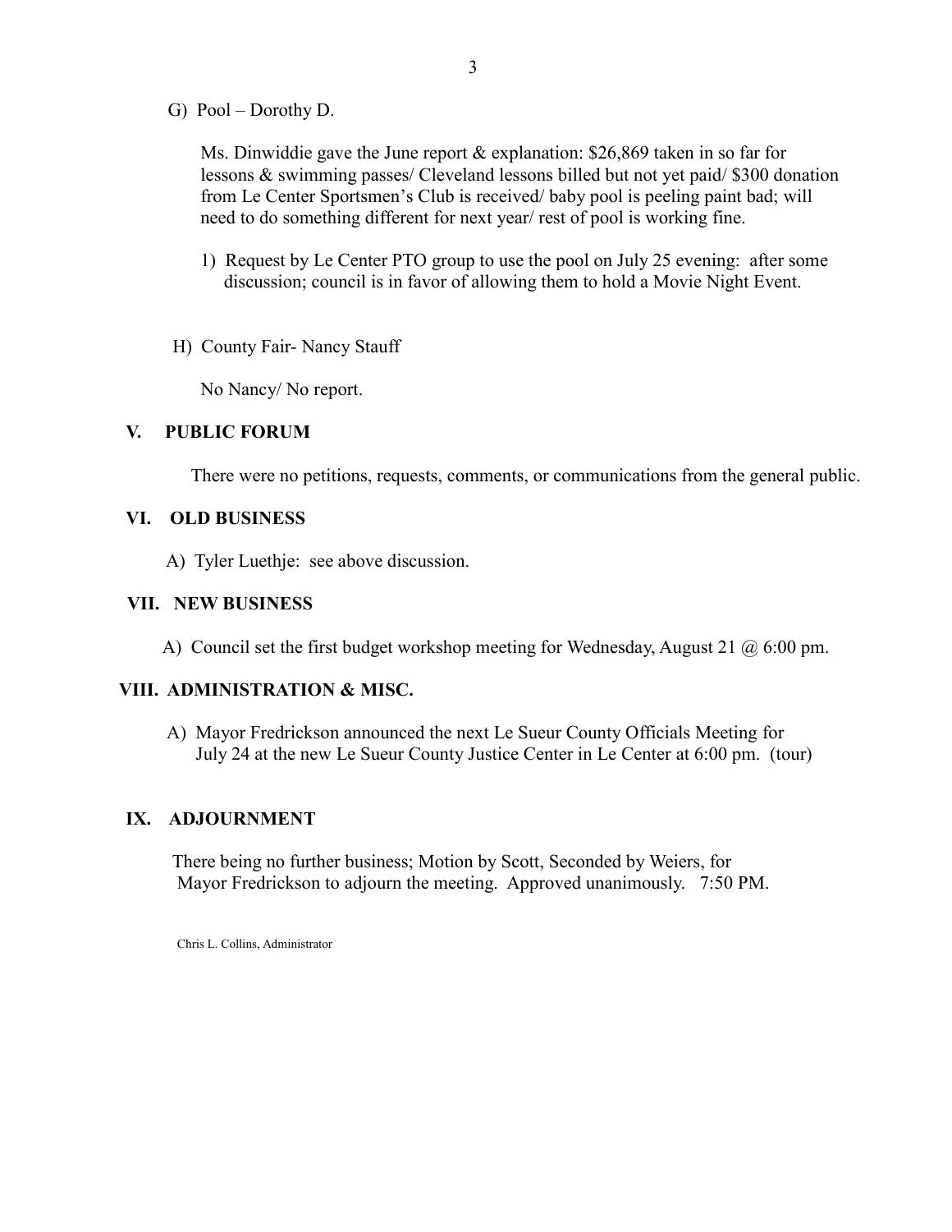G) Pool – Dorothy D.

Ms. Dinwiddie gave the June report & explanation: $26,869 taken in so far for lessons & swimming passes/ Cleveland lessons billed but not yet paid/ $300 donation from Le Center Sportsmen's Club is received/ baby pool is peeling paint bad; will need to do something different for next year/ rest of pool is working fine.

1) Request by Le Center PTO group to use the pool on July 25 evening: after some discussion; council is in favor of allowing them to hold a Movie Night Event.

H) County Fair- Nancy Stauff

No Nancy/ No report.

## V. PUBLIC FORUM

There were no petitions, requests, comments, or communications from the general public.

## VI. OLD BUSINESS

A) Tyler Luethje: see above discussion.

## VII. NEW BUSINESS

A) Council set the first budget workshop meeting for Wednesday, August 21 @ 6:00 pm.

## VIII. ADMINISTRATION & MISC.

A) Mayor Fredrickson announced the next Le Sueur County Officials Meeting for July 24 at the new Le Sueur County Justice Center in Le Center at 6:00 pm. (tour)

## IX. ADJOURNMENT

There being no further business; Motion by Scott, Seconded by Weiers, for Mayor Fredrickson to adjourn the meeting. Approved unanimously. 7:50 PM.

Chris L. Collins, Administrator